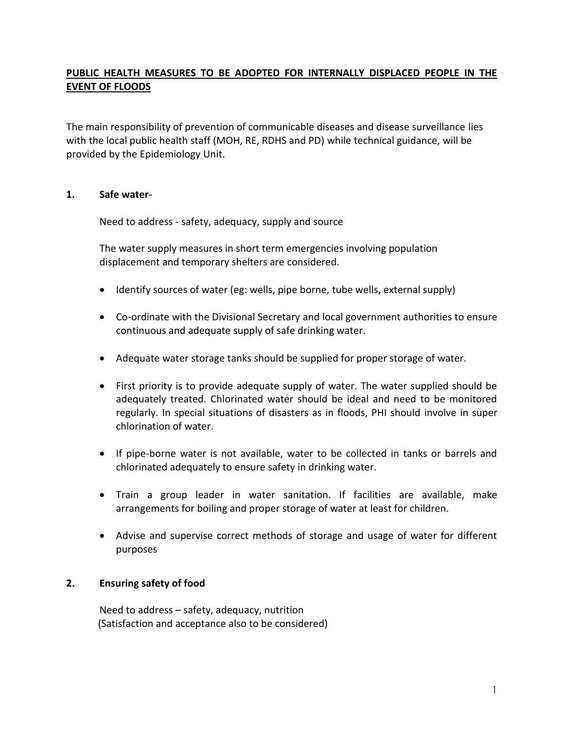# PUBLIC HEALTH MEASURES TO BE ADOPTED FOR INTERNALLY DISPLACED PEOPLE IN THE EVENT OF FLOODS

The main responsibility of prevention of communicable diseases and disease surveillance lies with the local public health staff (MOH, RE, RDHS and PD) while technical guidance, will be provided by the Epidemiology Unit.

## 1. Safe water-

Need to address - safety, adequacy, supply and source

The water supply measures in short term emergencies involving population displacement and temporary shelters are considered.

- Identify sources of water (eg: wells, pipe borne, tube wells, external supply)
- Co-ordinate with the Divisional Secretary and local government authorities to ensure continuous and adequate supply of safe drinking water.
- Adequate water storage tanks should be supplied for proper storage of water.
- First priority is to provide adequate supply of water. The water supplied should be adequately treated. Chlorinated water should be ideal and need to be monitored regularly. In special situations of disasters as in floods, PHI should involve in super chlorination of water.
- If pipe-borne water is not available, water to be collected in tanks or barrels and chlorinated adequately to ensure safety in drinking water.
- Train a group leader in water sanitation. If facilities are available, make arrangements for boiling and proper storage of water at least for children.
- Advise and supervise correct methods of storage and usage of water for different purposes

## 2. Ensuring safety of food

Need to address – safety, adequacy, nutrition
(Satisfaction and acceptance also to be considered)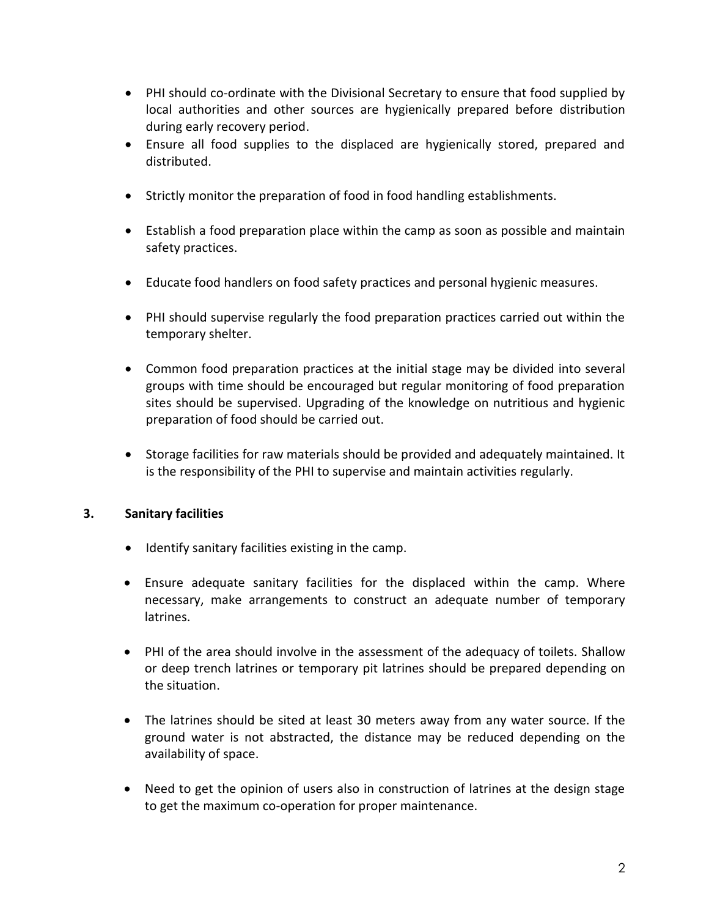- PHI should co-ordinate with the Divisional Secretary to ensure that food supplied by local authorities and other sources are hygienically prepared before distribution during early recovery period.
- Ensure all food supplies to the displaced are hygienically stored, prepared and distributed.
- Strictly monitor the preparation of food in food handling establishments.
- Establish a food preparation place within the camp as soon as possible and maintain safety practices.
- Educate food handlers on food safety practices and personal hygienic measures.
- PHI should supervise regularly the food preparation practices carried out within the temporary shelter.
- Common food preparation practices at the initial stage may be divided into several groups with time should be encouraged but regular monitoring of food preparation sites should be supervised. Upgrading of the knowledge on nutritious and hygienic preparation of food should be carried out.
- Storage facilities for raw materials should be provided and adequately maintained. It is the responsibility of the PHI to supervise and maintain activities regularly.

### 3. Sanitary facilities

- Identify sanitary facilities existing in the camp.
- Ensure adequate sanitary facilities for the displaced within the camp. Where necessary, make arrangements to construct an adequate number of temporary latrines.
- PHI of the area should involve in the assessment of the adequacy of toilets. Shallow or deep trench latrines or temporary pit latrines should be prepared depending on the situation.
- The latrines should be sited at least 30 meters away from any water source. If the ground water is not abstracted, the distance may be reduced depending on the availability of space.
- Need to get the opinion of users also in construction of latrines at the design stage to get the maximum co-operation for proper maintenance.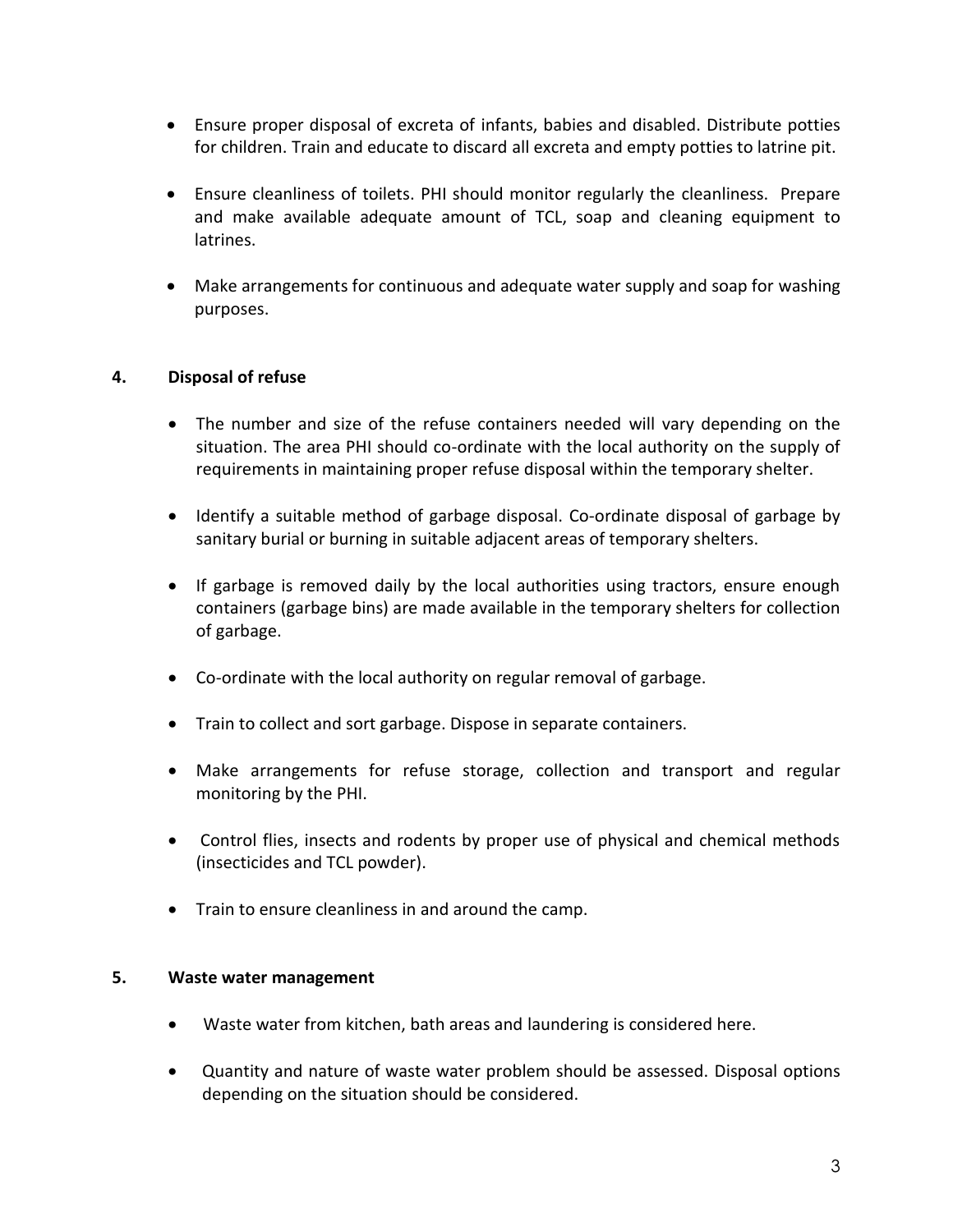- Ensure proper disposal of excreta of infants, babies and disabled. Distribute potties for children. Train and educate to discard all excreta and empty potties to latrine pit.

- Ensure cleanliness of toilets. PHI should monitor regularly the cleanliness. Prepare and make available adequate amount of TCL, soap and cleaning equipment to latrines.

- Make arrangements for continuous and adequate water supply and soap for washing purposes.

**4. Disposal of refuse**

- The number and size of the refuse containers needed will vary depending on the situation. The area PHI should co-ordinate with the local authority on the supply of requirements in maintaining proper refuse disposal within the temporary shelter.

- Identify a suitable method of garbage disposal. Co-ordinate disposal of garbage by sanitary burial or burning in suitable adjacent areas of temporary shelters.

- If garbage is removed daily by the local authorities using tractors, ensure enough containers (garbage bins) are made available in the temporary shelters for collection of garbage.

- Co-ordinate with the local authority on regular removal of garbage.

- Train to collect and sort garbage. Dispose in separate containers.

- Make arrangements for refuse storage, collection and transport and regular monitoring by the PHI.

- Control flies, insects and rodents by proper use of physical and chemical methods (insecticides and TCL powder).

- Train to ensure cleanliness in and around the camp.

**5. Waste water management**

- Waste water from kitchen, bath areas and laundering is considered here.

- Quantity and nature of waste water problem should be assessed. Disposal options depending on the situation should be considered.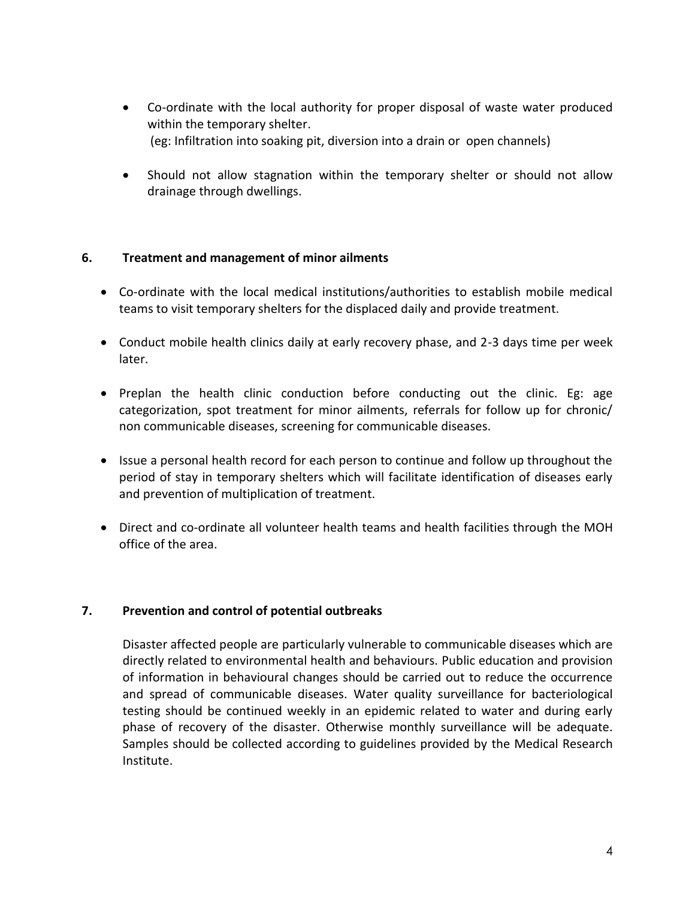- Co-ordinate with the local authority for proper disposal of waste water produced within the temporary shelter.
  (eg: Infiltration into soaking pit, diversion into a drain or open channels)

- Should not allow stagnation within the temporary shelter or should not allow drainage through dwellings.

## 6. Treatment and management of minor ailments

- Co-ordinate with the local medical institutions/authorities to establish mobile medical teams to visit temporary shelters for the displaced daily and provide treatment.

- Conduct mobile health clinics daily at early recovery phase, and 2-3 days time per week later.

- Preplan the health clinic conduction before conducting out the clinic. Eg: age categorization, spot treatment for minor ailments, referrals for follow up for chronic/ non communicable diseases, screening for communicable diseases.

- Issue a personal health record for each person to continue and follow up throughout the period of stay in temporary shelters which will facilitate identification of diseases early and prevention of multiplication of treatment.

- Direct and co-ordinate all volunteer health teams and health facilities through the MOH office of the area.

## 7. Prevention and control of potential outbreaks

Disaster affected people are particularly vulnerable to communicable diseases which are directly related to environmental health and behaviours. Public education and provision of information in behavioural changes should be carried out to reduce the occurrence and spread of communicable diseases. Water quality surveillance for bacteriological testing should be continued weekly in an epidemic related to water and during early phase of recovery of the disaster. Otherwise monthly surveillance will be adequate. Samples should be collected according to guidelines provided by the Medical Research Institute.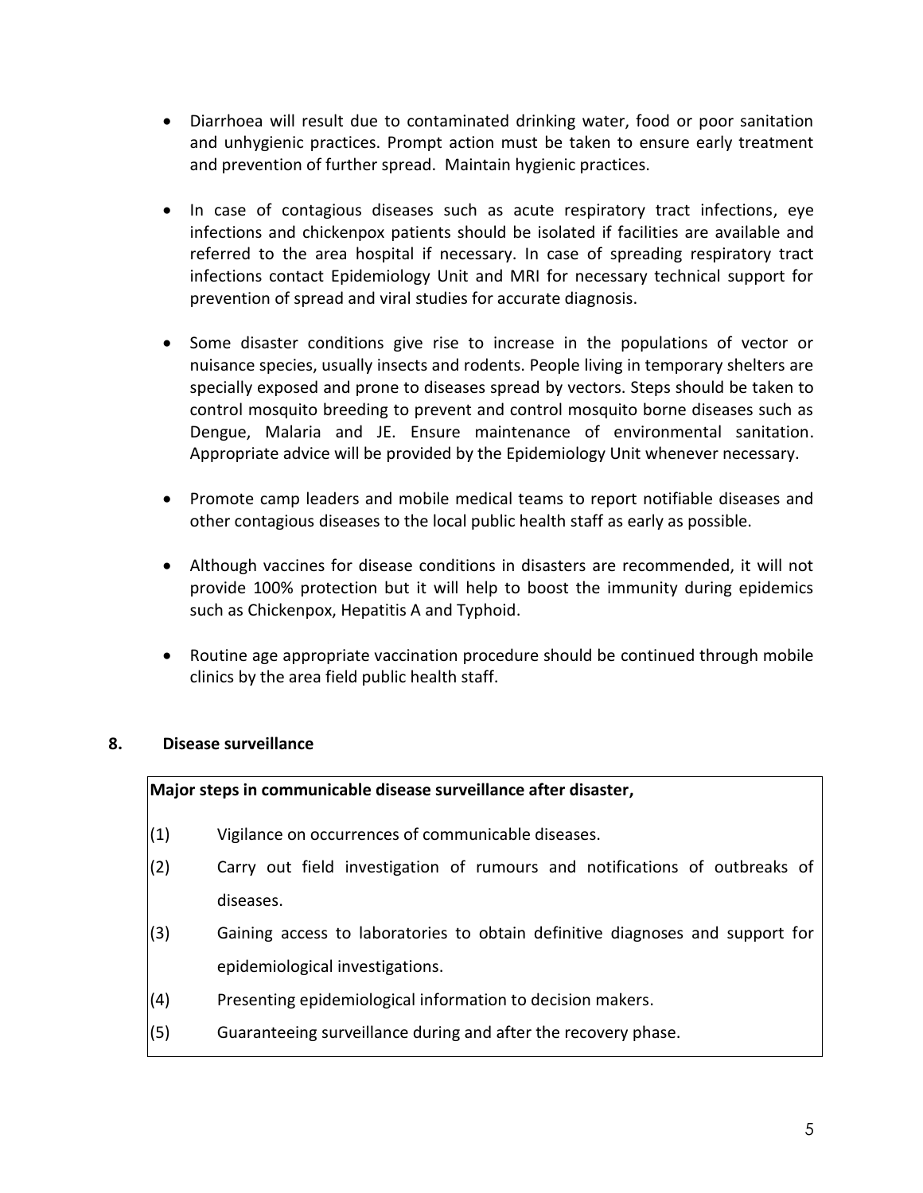- Diarrhoea will result due to contaminated drinking water, food or poor sanitation and unhygienic practices. Prompt action must be taken to ensure early treatment and prevention of further spread. Maintain hygienic practices.

- In case of contagious diseases such as acute respiratory tract infections, eye infections and chickenpox patients should be isolated if facilities are available and referred to the area hospital if necessary. In case of spreading respiratory tract infections contact Epidemiology Unit and MRI for necessary technical support for prevention of spread and viral studies for accurate diagnosis.

- Some disaster conditions give rise to increase in the populations of vector or nuisance species, usually insects and rodents. People living in temporary shelters are specially exposed and prone to diseases spread by vectors. Steps should be taken to control mosquito breeding to prevent and control mosquito borne diseases such as Dengue, Malaria and JE. Ensure maintenance of environmental sanitation. Appropriate advice will be provided by the Epidemiology Unit whenever necessary.

- Promote camp leaders and mobile medical teams to report notifiable diseases and other contagious diseases to the local public health staff as early as possible.

- Although vaccines for disease conditions in disasters are recommended, it will not provide 100% protection but it will help to boost the immunity during epidemics such as Chickenpox, Hepatitis A and Typhoid.

- Routine age appropriate vaccination procedure should be continued through mobile clinics by the area field public health staff.

## 8. Disease surveillance

**Major steps in communicable disease surveillance after disaster,**

(1) Vigilance on occurrences of communicable diseases.

(2) Carry out field investigation of rumours and notifications of outbreaks of diseases.

(3) Gaining access to laboratories to obtain definitive diagnoses and support for epidemiological investigations.

(4) Presenting epidemiological information to decision makers.

(5) Guaranteeing surveillance during and after the recovery phase.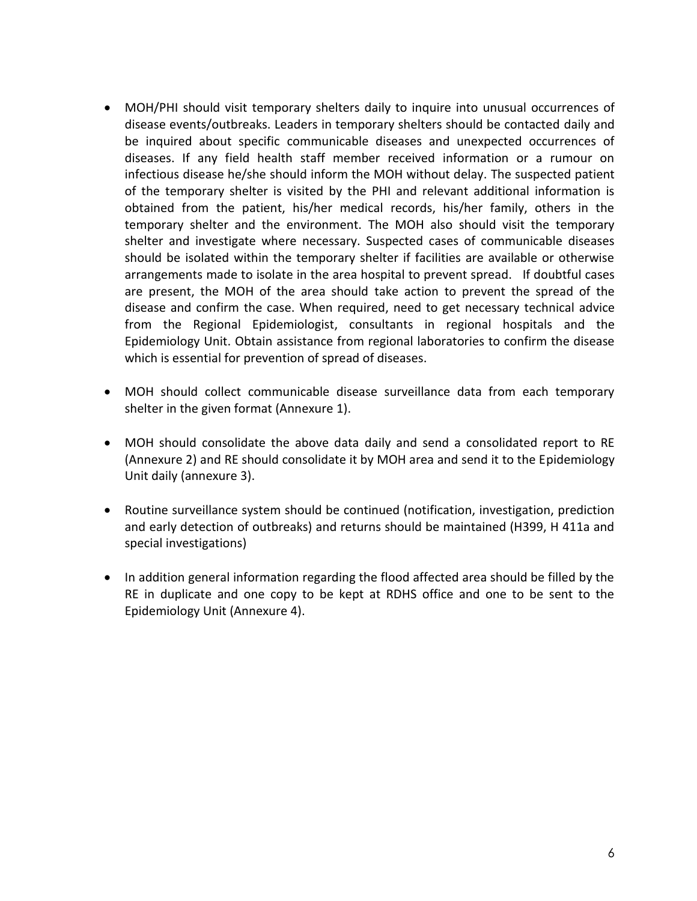- MOH/PHI should visit temporary shelters daily to inquire into unusual occurrences of disease events/outbreaks. Leaders in temporary shelters should be contacted daily and be inquired about specific communicable diseases and unexpected occurrences of diseases. If any field health staff member received information or a rumour on infectious disease he/she should inform the MOH without delay. The suspected patient of the temporary shelter is visited by the PHI and relevant additional information is obtained from the patient, his/her medical records, his/her family, others in the temporary shelter and the environment. The MOH also should visit the temporary shelter and investigate where necessary. Suspected cases of communicable diseases should be isolated within the temporary shelter if facilities are available or otherwise arrangements made to isolate in the area hospital to prevent spread. If doubtful cases are present, the MOH of the area should take action to prevent the spread of the disease and confirm the case. When required, need to get necessary technical advice from the Regional Epidemiologist, consultants in regional hospitals and the Epidemiology Unit. Obtain assistance from regional laboratories to confirm the disease which is essential for prevention of spread of diseases.

- MOH should collect communicable disease surveillance data from each temporary shelter in the given format (Annexure 1).

- MOH should consolidate the above data daily and send a consolidated report to RE (Annexure 2) and RE should consolidate it by MOH area and send it to the Epidemiology Unit daily (annexure 3).

- Routine surveillance system should be continued (notification, investigation, prediction and early detection of outbreaks) and returns should be maintained (H399, H 411a and special investigations)

- In addition general information regarding the flood affected area should be filled by the RE in duplicate and one copy to be kept at RDHS office and one to be sent to the Epidemiology Unit (Annexure 4).